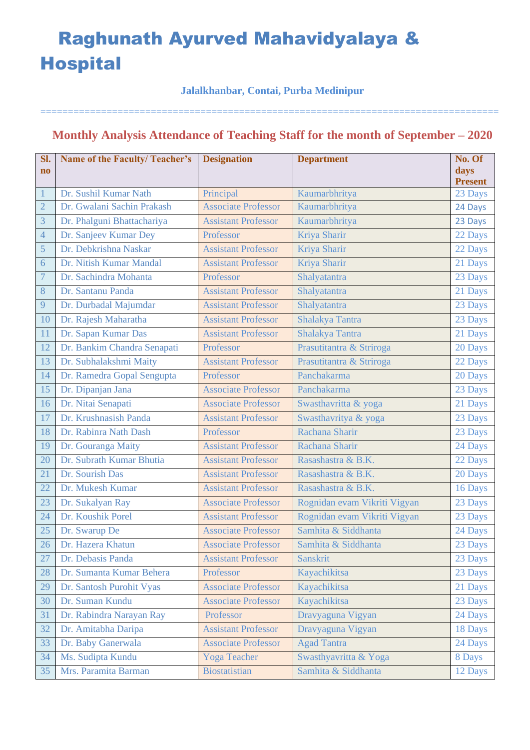# Raghunath Ayurved Mahavidyalaya & Hospital

**Jalalkhanbar, Contai, Purba Medinipur**

================================================================================

## Monthly Analysis Attendance of Teaching Staff for the month of September – 2020

| Sl. no | Name of the Faculty/ Teacher's | Designation | Department | No. Of days Present |
|---|---|---|---|---|
| 1 | Dr. Sushil Kumar Nath | Principal | Kaumarbhritya | 23 Days |
| 2 | Dr. Gwalani Sachin Prakash | Associate Professor | Kaumarbhritya | 24 Days |
| 3 | Dr. Phalguni Bhattachariya | Assistant Professor | Kaumarbhritya | 23 Days |
| 4 | Dr. Sanjeev Kumar Dey | Professor | Kriya Sharir | 22 Days |
| 5 | Dr. Debkrishna Naskar | Assistant Professor | Kriya Sharir | 22 Days |
| 6 | Dr. Nitish Kumar Mandal | Assistant Professor | Kriya Sharir | 21 Days |
| 7 | Dr. Sachindra Mohanta | Professor | Shalyatantra | 23 Days |
| 8 | Dr. Santanu Panda | Assistant Professor | Shalyatantra | 21 Days |
| 9 | Dr. Durbadal Majumdar | Assistant Professor | Shalyatantra | 23 Days |
| 10 | Dr. Rajesh Maharatha | Assistant Professor | Shalakya Tantra | 23 Days |
| 11 | Dr. Sapan Kumar Das | Assistant Professor | Shalakya Tantra | 21 Days |
| 12 | Dr. Bankim Chandra Senapati | Professor | Prasutitantra & Striroga | 20 Days |
| 13 | Dr. Subhalakshmi Maity | Assistant Professor | Prasutitantra & Striroga | 22 Days |
| 14 | Dr. Ramedra Gopal Sengupta | Professor | Panchakarma | 20 Days |
| 15 | Dr. Dipanjan Jana | Associate Professor | Panchakarma | 23 Days |
| 16 | Dr. Nitai Senapati | Associate Professor | Swasthavritta & yoga | 21 Days |
| 17 | Dr. Krushnasish Panda | Assistant Professor | Swasthavritya & yoga | 23 Days |
| 18 | Dr. Rabinra Nath Dash | Professor | Rachana Sharir | 23 Days |
| 19 | Dr. Gouranga Maity | Assistant Professor | Rachana Sharir | 24 Days |
| 20 | Dr. Subrath Kumar Bhutia | Assistant Professor | Rasashastra & B.K. | 22 Days |
| 21 | Dr. Sourish Das | Assistant Professor | Rasashastra & B.K. | 20 Days |
| 22 | Dr. Mukesh Kumar | Assistant Professor | Rasashastra & B.K. | 16 Days |
| 23 | Dr. Sukalyan Ray | Associate Professor | Rognidan evam Vikriti Vigyan | 23 Days |
| 24 | Dr. Koushik Porel | Assistant Professor | Rognidan evam Vikriti Vigyan | 23 Days |
| 25 | Dr. Swarup De | Associate Professor | Samhita & Siddhanta | 24 Days |
| 26 | Dr. Hazera Khatun | Associate Professor | Samhita & Siddhanta | 23 Days |
| 27 | Dr. Debasis Panda | Assistant Professor | Sanskrit | 23 Days |
| 28 | Dr. Sumanta Kumar Behera | Professor | Kayachikitsa | 23 Days |
| 29 | Dr. Santosh Purohit Vyas | Associate Professor | Kayachikitsa | 21 Days |
| 30 | Dr. Suman Kundu | Associate Professor | Kayachikitsa | 23 Days |
| 31 | Dr. Rabindra Narayan Ray | Professor | Dravyaguna Vigyan | 24 Days |
| 32 | Dr. Amitabha Daripa | Assistant Professor | Dravyaguna Vigyan | 18 Days |
| 33 | Dr. Baby Ganerwala | Associate Professor | Agad Tantra | 24 Days |
| 34 | Ms. Sudipta Kundu | Yoga Teacher | Swasthyavritta & Yoga | 8 Days |
| 35 | Mrs. Paramita Barman | Biostatistian | Samhita & Siddhanta | 12 Days |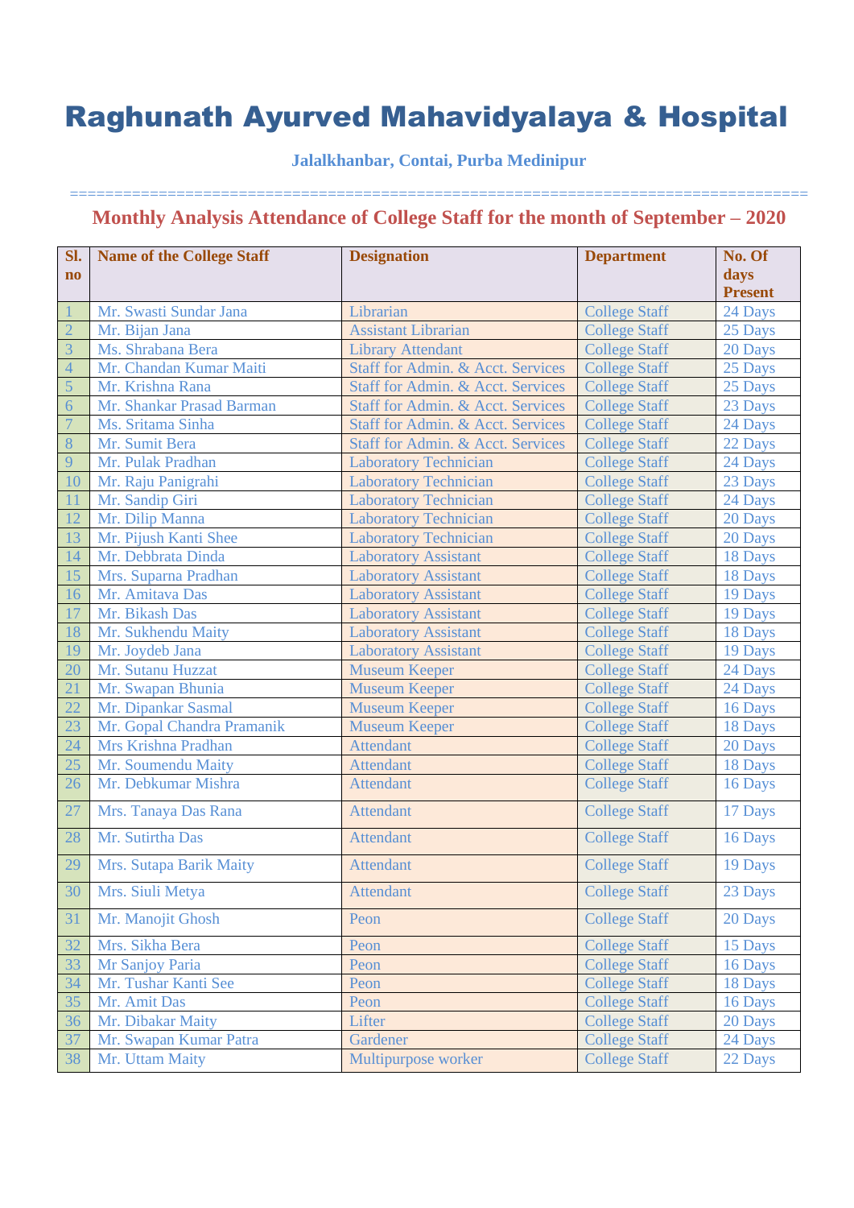# Raghunath Ayurved Mahavidyalaya & Hospital

**Jalalkhanbar, Contai, Purba Medinipur**

==================================================================================

## Monthly Analysis Attendance of College Staff for the month of September – 2020

| Sl. no | Name of the College Staff | Designation | Department | No. Of days Present |
|---|---|---|---|---|
| 1 | Mr. Swasti Sundar Jana | Librarian | College Staff | 24 Days |
| 2 | Mr. Bijan Jana | Assistant Librarian | College Staff | 25 Days |
| 3 | Ms. Shrabana Bera | Library Attendant | College Staff | 20 Days |
| 4 | Mr. Chandan Kumar Maiti | Staff for Admin. & Acct. Services | College Staff | 25 Days |
| 5 | Mr. Krishna Rana | Staff for Admin. & Acct. Services | College Staff | 25 Days |
| 6 | Mr. Shankar Prasad Barman | Staff for Admin. & Acct. Services | College Staff | 23 Days |
| 7 | Ms. Sritama Sinha | Staff for Admin. & Acct. Services | College Staff | 24 Days |
| 8 | Mr. Sumit Bera | Staff for Admin. & Acct. Services | College Staff | 22 Days |
| 9 | Mr. Pulak Pradhan | Laboratory Technician | College Staff | 24 Days |
| 10 | Mr. Raju Panigrahi | Laboratory Technician | College Staff | 23 Days |
| 11 | Mr. Sandip Giri | Laboratory Technician | College Staff | 24 Days |
| 12 | Mr. Dilip Manna | Laboratory Technician | College Staff | 20 Days |
| 13 | Mr. Pijush Kanti Shee | Laboratory Technician | College Staff | 20 Days |
| 14 | Mr. Debbrata Dinda | Laboratory Assistant | College Staff | 18 Days |
| 15 | Mrs. Suparna Pradhan | Laboratory Assistant | College Staff | 18 Days |
| 16 | Mr. Amitava Das | Laboratory Assistant | College Staff | 19 Days |
| 17 | Mr. Bikash Das | Laboratory Assistant | College Staff | 19 Days |
| 18 | Mr. Sukhendu Maity | Laboratory Assistant | College Staff | 18 Days |
| 19 | Mr. Joydeb Jana | Laboratory Assistant | College Staff | 19 Days |
| 20 | Mr. Sutanu Huzzat | Museum Keeper | College Staff | 24 Days |
| 21 | Mr. Swapan Bhunia | Museum Keeper | College Staff | 24 Days |
| 22 | Mr. Dipankar Sasmal | Museum Keeper | College Staff | 16 Days |
| 23 | Mr. Gopal Chandra Pramanik | Museum Keeper | College Staff | 18 Days |
| 24 | Mrs Krishna Pradhan | Attendant | College Staff | 20 Days |
| 25 | Mr. Soumendu Maity | Attendant | College Staff | 18 Days |
| 26 | Mr. Debkumar Mishra | Attendant | College Staff | 16 Days |
| 27 | Mrs. Tanaya Das Rana | Attendant | College Staff | 17 Days |
| 28 | Mr. Sutirtha Das | Attendant | College Staff | 16 Days |
| 29 | Mrs. Sutapa Barik Maity | Attendant | College Staff | 19 Days |
| 30 | Mrs. Siuli Metya | Attendant | College Staff | 23 Days |
| 31 | Mr. Manojit Ghosh | Peon | College Staff | 20 Days |
| 32 | Mrs. Sikha Bera | Peon | College Staff | 15 Days |
| 33 | Mr Sanjoy Paria | Peon | College Staff | 16 Days |
| 34 | Mr. Tushar Kanti See | Peon | College Staff | 18 Days |
| 35 | Mr. Amit Das | Peon | College Staff | 16 Days |
| 36 | Mr. Dibakar Maity | Lifter | College Staff | 20 Days |
| 37 | Mr. Swapan Kumar Patra | Gardener | College Staff | 24 Days |
| 38 | Mr. Uttam Maity | Multipurpose worker | College Staff | 22 Days |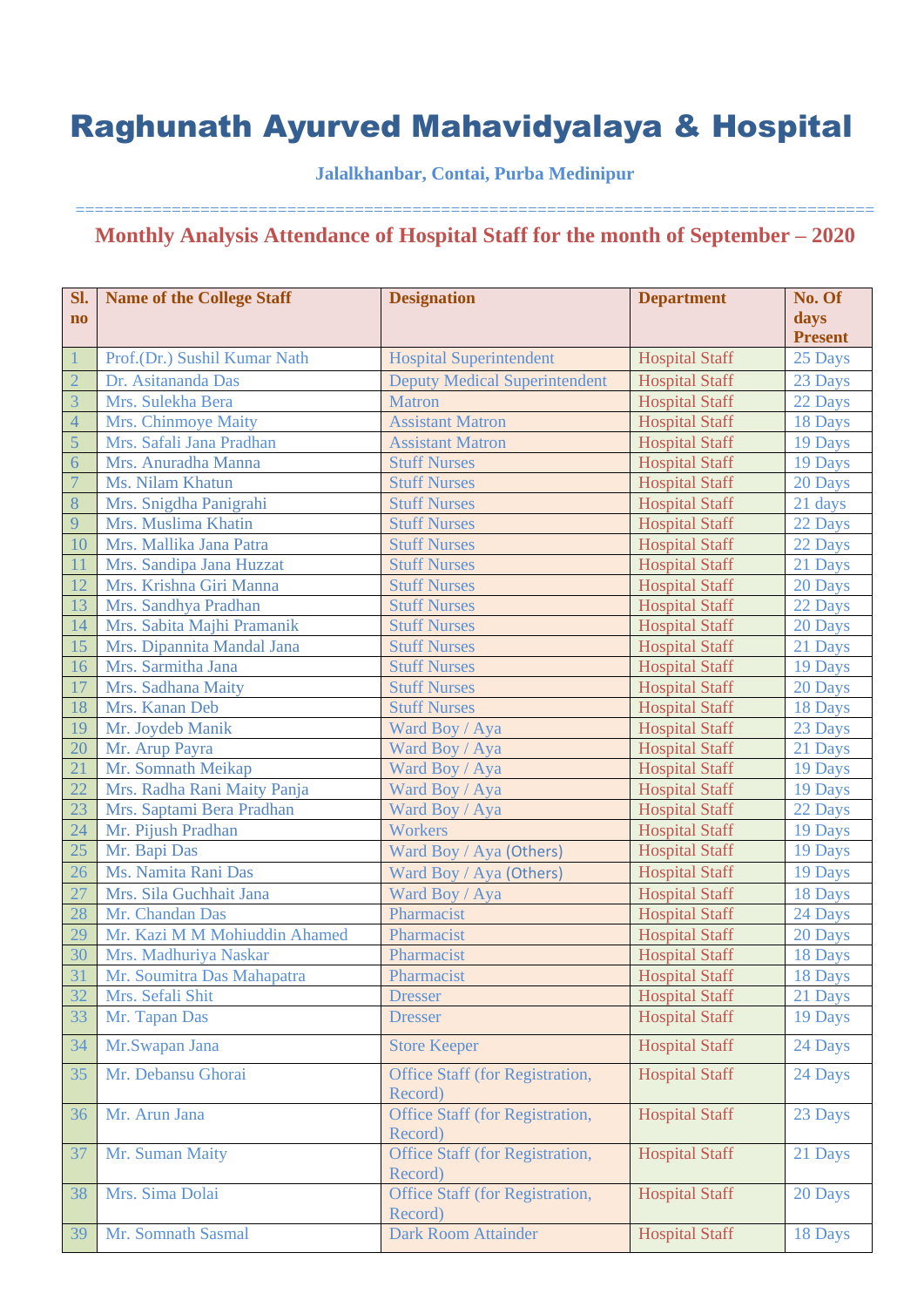# Raghunath Ayurved Mahavidyalaya & Hospital

**Jalalkhanbar, Contai, Purba Medinipur**

==================================================================================

## Monthly Analysis Attendance of Hospital Staff for the month of September – 2020

| Sl. no | Name of the College Staff | Designation | Department | No. Of days Present |
|---|---|---|---|---|
| 1 | Prof.(Dr.) Sushil Kumar Nath | Hospital Superintendent | Hospital Staff | 25 Days |
| 2 | Dr. Asitananda Das | Deputy Medical Superintendent | Hospital Staff | 23 Days |
| 3 | Mrs. Sulekha Bera | Matron | Hospital Staff | 22 Days |
| 4 | Mrs. Chinmoye Maity | Assistant Matron | Hospital Staff | 18 Days |
| 5 | Mrs. Safali Jana Pradhan | Assistant Matron | Hospital Staff | 19 Days |
| 6 | Mrs. Anuradha Manna | Stuff Nurses | Hospital Staff | 19 Days |
| 7 | Ms. Nilam Khatun | Stuff Nurses | Hospital Staff | 20 Days |
| 8 | Mrs. Snigdha Panigrahi | Stuff Nurses | Hospital Staff | 21 days |
| 9 | Mrs. Muslima Khatin | Stuff Nurses | Hospital Staff | 22 Days |
| 10 | Mrs. Mallika Jana Patra | Stuff Nurses | Hospital Staff | 22 Days |
| 11 | Mrs. Sandipa Jana Huzzat | Stuff Nurses | Hospital Staff | 21 Days |
| 12 | Mrs. Krishna Giri Manna | Stuff Nurses | Hospital Staff | 20 Days |
| 13 | Mrs. Sandhya Pradhan | Stuff Nurses | Hospital Staff | 22 Days |
| 14 | Mrs. Sabita Majhi Pramanik | Stuff Nurses | Hospital Staff | 20 Days |
| 15 | Mrs. Dipannita Mandal Jana | Stuff Nurses | Hospital Staff | 21 Days |
| 16 | Mrs. Sarmitha Jana | Stuff Nurses | Hospital Staff | 19 Days |
| 17 | Mrs. Sadhana Maity | Stuff Nurses | Hospital Staff | 20 Days |
| 18 | Mrs. Kanan Deb | Stuff Nurses | Hospital Staff | 18 Days |
| 19 | Mr. Joydeb Manik | Ward Boy / Aya | Hospital Staff | 23 Days |
| 20 | Mr. Arup Payra | Ward Boy / Aya | Hospital Staff | 21 Days |
| 21 | Mr. Somnath Meikap | Ward Boy / Aya | Hospital Staff | 19 Days |
| 22 | Mrs. Radha Rani Maity Panja | Ward Boy / Aya | Hospital Staff | 19 Days |
| 23 | Mrs. Saptami Bera Pradhan | Ward Boy / Aya | Hospital Staff | 22 Days |
| 24 | Mr. Pijush Pradhan | Workers | Hospital Staff | 19 Days |
| 25 | Mr. Bapi Das | Ward Boy / Aya (Others) | Hospital Staff | 19 Days |
| 26 | Ms. Namita Rani Das | Ward Boy / Aya (Others) | Hospital Staff | 19 Days |
| 27 | Mrs. Sila Guchhait Jana | Ward Boy / Aya | Hospital Staff | 18 Days |
| 28 | Mr. Chandan Das | Pharmacist | Hospital Staff | 24 Days |
| 29 | Mr. Kazi M M Mohiuddin Ahamed | Pharmacist | Hospital Staff | 20 Days |
| 30 | Mrs. Madhuriya Naskar | Pharmacist | Hospital Staff | 18 Days |
| 31 | Mr. Soumitra Das Mahapatra | Pharmacist | Hospital Staff | 18 Days |
| 32 | Mrs. Sefali Shit | Dresser | Hospital Staff | 21 Days |
| 33 | Mr. Tapan Das | Dresser | Hospital Staff | 19 Days |
| 34 | Mr.Swapan Jana | Store Keeper | Hospital Staff | 24 Days |
| 35 | Mr. Debansu Ghorai | Office Staff (for Registration, Record) | Hospital Staff | 24 Days |
| 36 | Mr. Arun Jana | Office Staff (for Registration, Record) | Hospital Staff | 23 Days |
| 37 | Mr. Suman Maity | Office Staff (for Registration, Record) | Hospital Staff | 21 Days |
| 38 | Mrs. Sima Dolai | Office Staff (for Registration, Record) | Hospital Staff | 20 Days |
| 39 | Mr. Somnath Sasmal | Dark Room Attainder | Hospital Staff | 18 Days |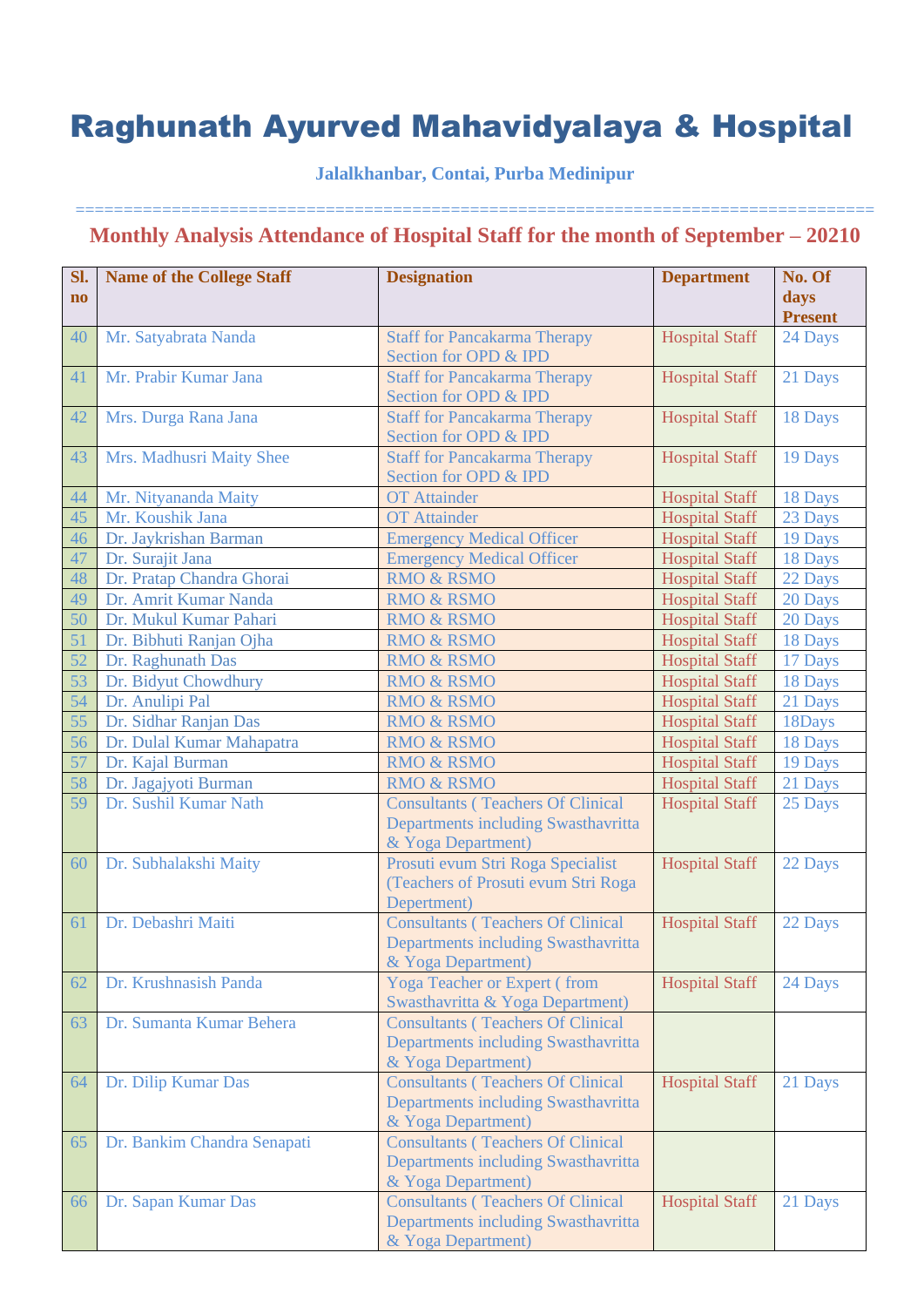# Raghunath Ayurved Mahavidyalaya & Hospital

**Jalalkhanbar, Contai, Purba Medinipur**

==================================================================================

## Monthly Analysis Attendance of Hospital Staff for the month of September – 20210

| Sl. no | Name of the College Staff | Designation | Department | No. Of days Present |
|---|---|---|---|---|
| 40 | Mr. Satyabrata Nanda | Staff for Pancakarma Therapy Section for OPD & IPD | Hospital Staff | 24 Days |
| 41 | Mr. Prabir Kumar Jana | Staff for Pancakarma Therapy Section for OPD & IPD | Hospital Staff | 21 Days |
| 42 | Mrs. Durga Rana Jana | Staff for Pancakarma Therapy Section for OPD & IPD | Hospital Staff | 18 Days |
| 43 | Mrs. Madhusri Maity Shee | Staff for Pancakarma Therapy Section for OPD & IPD | Hospital Staff | 19 Days |
| 44 | Mr. Nityananda Maity | OT Attainder | Hospital Staff | 18 Days |
| 45 | Mr. Koushik Jana | OT Attainder | Hospital Staff | 23 Days |
| 46 | Dr. Jaykrishan Barman | Emergency Medical Officer | Hospital Staff | 19 Days |
| 47 | Dr. Surajit Jana | Emergency Medical Officer | Hospital Staff | 18 Days |
| 48 | Dr. Pratap Chandra Ghorai | RMO & RSMO | Hospital Staff | 22 Days |
| 49 | Dr. Amrit Kumar Nanda | RMO & RSMO | Hospital Staff | 20 Days |
| 50 | Dr. Mukul Kumar Pahari | RMO & RSMO | Hospital Staff | 20 Days |
| 51 | Dr. Bibhuti Ranjan Ojha | RMO & RSMO | Hospital Staff | 18 Days |
| 52 | Dr. Raghunath Das | RMO & RSMO | Hospital Staff | 17 Days |
| 53 | Dr. Bidyut Chowdhury | RMO & RSMO | Hospital Staff | 18 Days |
| 54 | Dr. Anulipi Pal | RMO & RSMO | Hospital Staff | 21 Days |
| 55 | Dr. Sidhar Ranjan Das | RMO & RSMO | Hospital Staff | 18Days |
| 56 | Dr. Dulal Kumar Mahapatra | RMO & RSMO | Hospital Staff | 18 Days |
| 57 | Dr. Kajal Burman | RMO & RSMO | Hospital Staff | 19 Days |
| 58 | Dr. Jagajyoti Burman | RMO & RSMO | Hospital Staff | 21 Days |
| 59 | Dr. Sushil Kumar Nath | Consultants ( Teachers Of Clinical Departments including Swasthavritta & Yoga Department) | Hospital Staff | 25 Days |
| 60 | Dr. Subhalakshi Maity | Prosuti evum Stri Roga Specialist (Teachers of Prosuti evum Stri Roga Depertment) | Hospital Staff | 22 Days |
| 61 | Dr. Debashri Maiti | Consultants ( Teachers Of Clinical Departments including Swasthavritta & Yoga Department) | Hospital Staff | 22 Days |
| 62 | Dr. Krushnasish Panda | Yoga Teacher or Expert ( from Swasthavritta & Yoga Department) | Hospital Staff | 24 Days |
| 63 | Dr. Sumanta Kumar Behera | Consultants ( Teachers Of Clinical Departments including Swasthavritta & Yoga Department) | | |
| 64 | Dr. Dilip Kumar Das | Consultants ( Teachers Of Clinical Departments including Swasthavritta & Yoga Department) | Hospital Staff | 21 Days |
| 65 | Dr. Bankim Chandra Senapati | Consultants ( Teachers Of Clinical Departments including Swasthavritta & Yoga Department) | | |
| 66 | Dr. Sapan Kumar Das | Consultants ( Teachers Of Clinical Departments including Swasthavritta & Yoga Department) | Hospital Staff | 21 Days |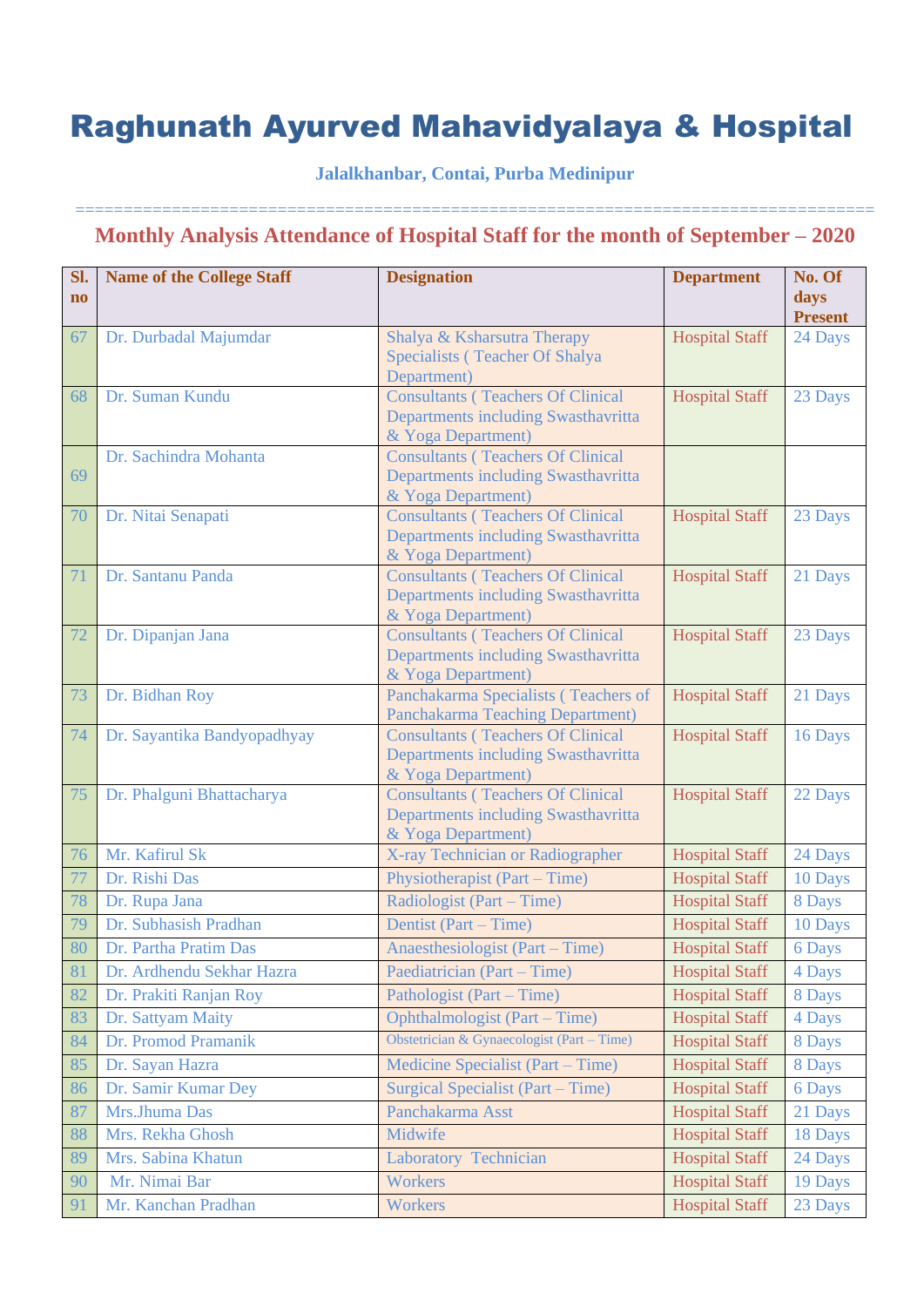# Raghunath Ayurved Mahavidyalaya & Hospital

**Jalalkhanbar, Contai, Purba Medinipur**

==================================================================================

## Monthly Analysis Attendance of Hospital Staff for the month of September – 2020

| Sl. no | Name of the College Staff | Designation | Department | No. Of days Present |
|---|---|---|---|---|
| 67 | Dr. Durbadal Majumdar | Shalya & Ksharsutra Therapy Specialists ( Teacher Of Shalya Department) | Hospital Staff | 24 Days |
| 68 | Dr. Suman Kundu | Consultants ( Teachers Of Clinical Departments including Swasthavritta & Yoga Department) | Hospital Staff | 23 Days |
| 69 | Dr. Sachindra Mohanta | Consultants ( Teachers Of Clinical Departments including Swasthavritta & Yoga Department) | | |
| 70 | Dr. Nitai Senapati | Consultants ( Teachers Of Clinical Departments including Swasthavritta & Yoga Department) | Hospital Staff | 23 Days |
| 71 | Dr. Santanu Panda | Consultants ( Teachers Of Clinical Departments including Swasthavritta & Yoga Department) | Hospital Staff | 21 Days |
| 72 | Dr. Dipanjan Jana | Consultants ( Teachers Of Clinical Departments including Swasthavritta & Yoga Department) | Hospital Staff | 23 Days |
| 73 | Dr. Bidhan Roy | Panchakarma Specialists ( Teachers of Panchakarma Teaching Department) | Hospital Staff | 21 Days |
| 74 | Dr. Sayantika Bandyopadhyay | Consultants ( Teachers Of Clinical Departments including Swasthavritta & Yoga Department) | Hospital Staff | 16 Days |
| 75 | Dr. Phalguni Bhattacharya | Consultants ( Teachers Of Clinical Departments including Swasthavritta & Yoga Department) | Hospital Staff | 22 Days |
| 76 | Mr. Kafirul Sk | X-ray Technician or Radiographer | Hospital Staff | 24 Days |
| 77 | Dr. Rishi Das | Physiotherapist (Part – Time) | Hospital Staff | 10 Days |
| 78 | Dr. Rupa Jana | Radiologist (Part – Time) | Hospital Staff | 8 Days |
| 79 | Dr. Subhasish Pradhan | Dentist (Part – Time) | Hospital Staff | 10 Days |
| 80 | Dr. Partha Pratim Das | Anaesthesiologist (Part – Time) | Hospital Staff | 6 Days |
| 81 | Dr. Ardhendu Sekhar Hazra | Paediatrician (Part – Time) | Hospital Staff | 4 Days |
| 82 | Dr. Prakiti Ranjan Roy | Pathologist (Part – Time) | Hospital Staff | 8 Days |
| 83 | Dr. Sattyam Maity | Ophthalmologist (Part – Time) | Hospital Staff | 4 Days |
| 84 | Dr. Promod Pramanik | Obstetrician & Gynaecologist (Part – Time) | Hospital Staff | 8 Days |
| 85 | Dr. Sayan Hazra | Medicine Specialist (Part – Time) | Hospital Staff | 8 Days |
| 86 | Dr. Samir Kumar Dey | Surgical Specialist (Part – Time) | Hospital Staff | 6 Days |
| 87 | Mrs.Jhuma Das | Panchakarma Asst | Hospital Staff | 21 Days |
| 88 | Mrs. Rekha Ghosh | Midwife | Hospital Staff | 18 Days |
| 89 | Mrs. Sabina Khatun | Laboratory Technician | Hospital Staff | 24 Days |
| 90 | Mr. Nimai Bar | Workers | Hospital Staff | 19 Days |
| 91 | Mr. Kanchan Pradhan | Workers | Hospital Staff | 23 Days |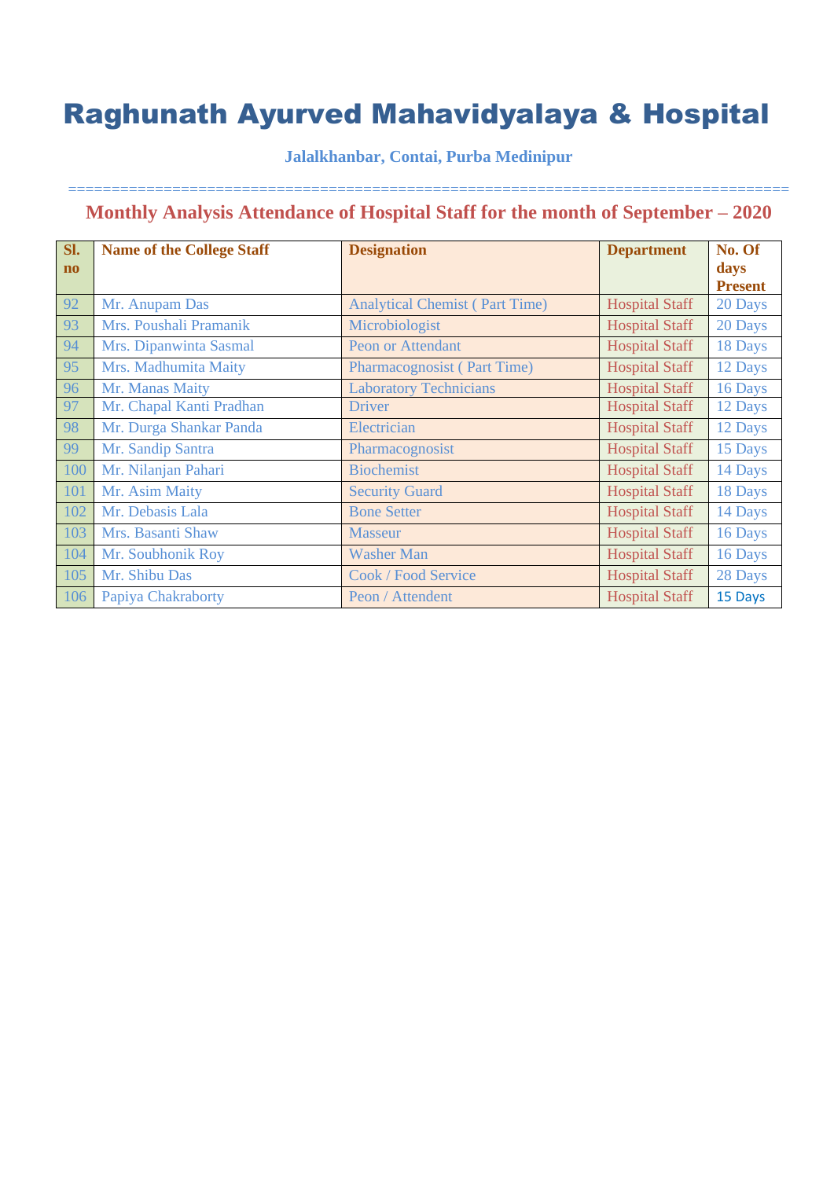# Raghunath Ayurved Mahavidyalaya & Hospital

**Jalalkhanbar, Contai, Purba Medinipur**

## Monthly Analysis Attendance of Hospital Staff for the month of September – 2020

| Sl. no | Name of the College Staff | Designation | Department | No. Of days Present |
|---|---|---|---|---|
| 92 | Mr. Anupam Das | Analytical Chemist ( Part Time) | Hospital Staff | 20 Days |
| 93 | Mrs. Poushali Pramanik | Microbiologist | Hospital Staff | 20 Days |
| 94 | Mrs. Dipanwinta Sasmal | Peon or Attendant | Hospital Staff | 18 Days |
| 95 | Mrs. Madhumita Maity | Pharmacognosist ( Part Time) | Hospital Staff | 12 Days |
| 96 | Mr. Manas Maity | Laboratory Technicians | Hospital Staff | 16 Days |
| 97 | Mr. Chapal Kanti Pradhan | Driver | Hospital Staff | 12 Days |
| 98 | Mr. Durga Shankar Panda | Electrician | Hospital Staff | 12 Days |
| 99 | Mr. Sandip Santra | Pharmacognosist | Hospital Staff | 15 Days |
| 100 | Mr. Nilanjan Pahari | Biochemist | Hospital Staff | 14 Days |
| 101 | Mr. Asim Maity | Security Guard | Hospital Staff | 18 Days |
| 102 | Mr. Debasis Lala | Bone Setter | Hospital Staff | 14 Days |
| 103 | Mrs. Basanti Shaw | Masseur | Hospital Staff | 16 Days |
| 104 | Mr. Soubhonik Roy | Washer Man | Hospital Staff | 16 Days |
| 105 | Mr. Shibu Das | Cook / Food Service | Hospital Staff | 28 Days |
| 106 | Papiya Chakraborty | Peon / Attendent | Hospital Staff | 15 Days |